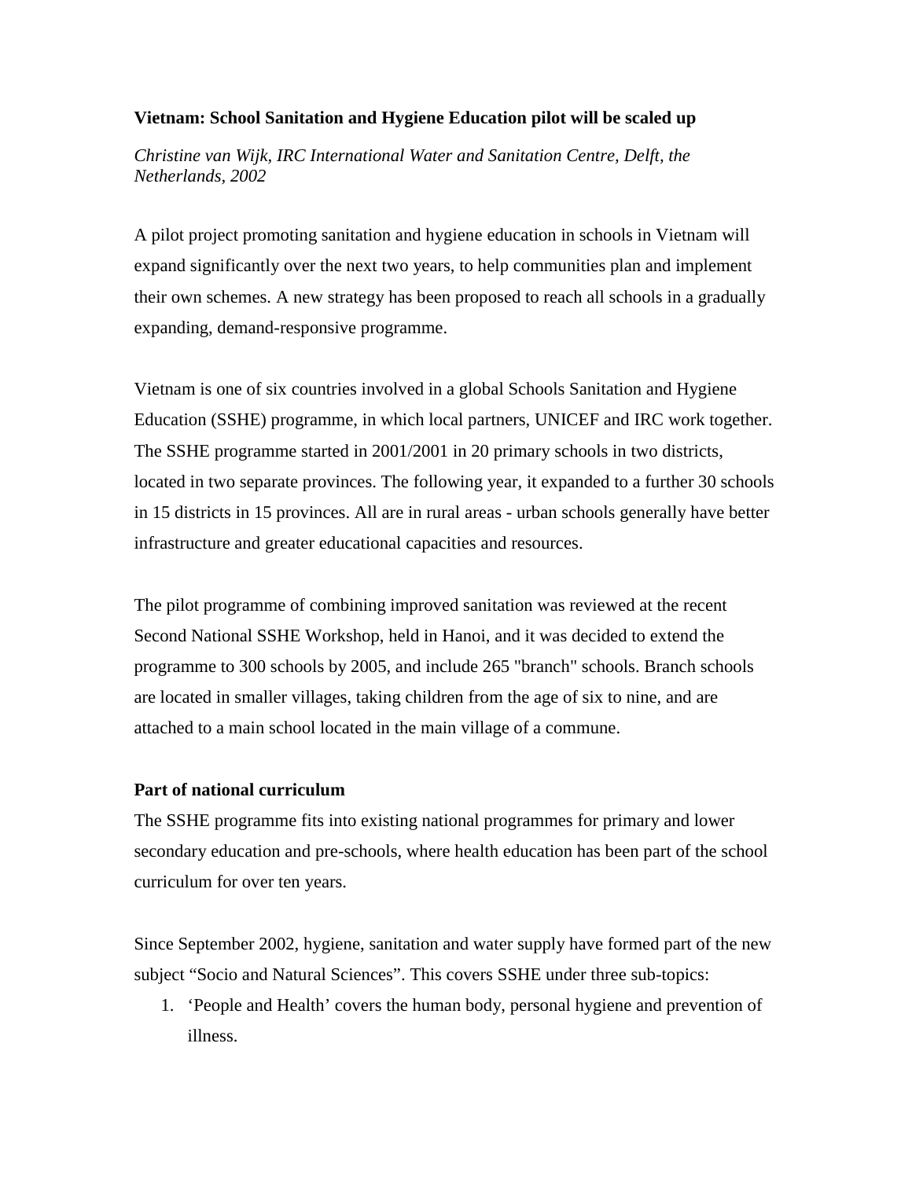**Vietnam: School Sanitation and Hygiene Education pilot will be scaled up**

*Christine van Wijk, IRC International Water and Sanitation Centre, Delft, the Netherlands, 2002*

A pilot project promoting sanitation and hygiene education in schools in Vietnam will expand significantly over the next two years, to help communities plan and implement their own schemes. A new strategy has been proposed to reach all schools in a gradually expanding, demand-responsive programme.

Vietnam is one of six countries involved in a global Schools Sanitation and Hygiene Education (SSHE) programme, in which local partners, UNICEF and IRC work together. The SSHE programme started in 2001/2001 in 20 primary schools in two districts, located in two separate provinces. The following year, it expanded to a further 30 schools in 15 districts in 15 provinces. All are in rural areas - urban schools generally have better infrastructure and greater educational capacities and resources.

The pilot programme of combining improved sanitation was reviewed at the recent Second National SSHE Workshop, held in Hanoi, and it was decided to extend the programme to 300 schools by 2005, and include 265 "branch" schools. Branch schools are located in smaller villages, taking children from the age of six to nine, and are attached to a main school located in the main village of a commune.

**Part of national curriculum**

The SSHE programme fits into existing national programmes for primary and lower secondary education and pre-schools, where health education has been part of the school curriculum for over ten years.

Since September 2002, hygiene, sanitation and water supply have formed part of the new subject "Socio and Natural Sciences". This covers SSHE under three sub-topics:

1. 'People and Health' covers the human body, personal hygiene and prevention of illness.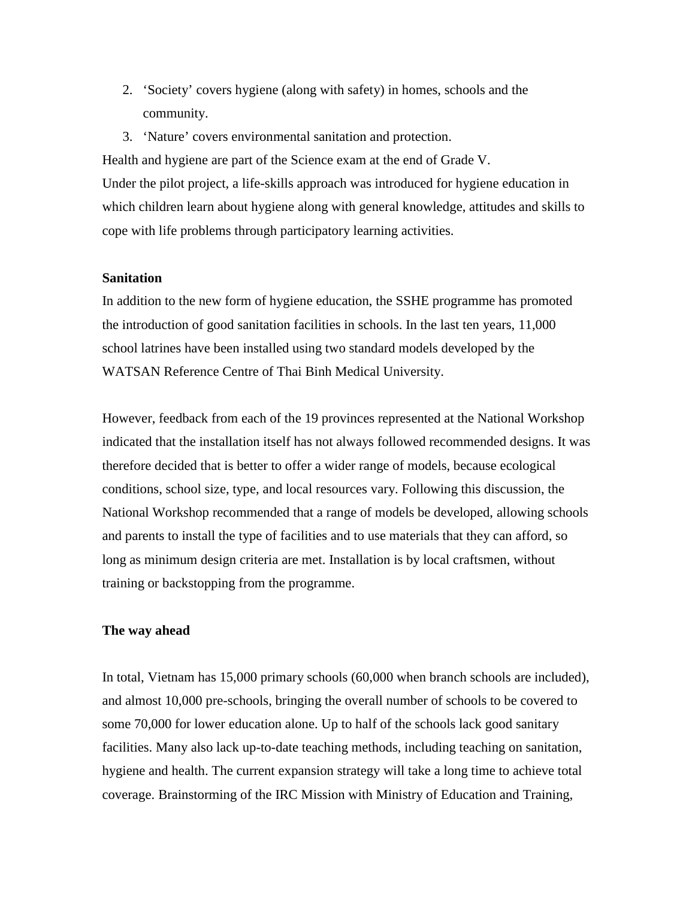2. ‘Society’ covers hygiene (along with safety) in homes, schools and the community.
3. ‘Nature’ covers environmental sanitation and protection.

Health and hygiene are part of the Science exam at the end of Grade V.

Under the pilot project, a life-skills approach was introduced for hygiene education in which children learn about hygiene along with general knowledge, attitudes and skills to cope with life problems through participatory learning activities.

**Sanitation**

In addition to the new form of hygiene education, the SSHE programme has promoted the introduction of good sanitation facilities in schools. In the last ten years, 11,000 school latrines have been installed using two standard models developed by the WATSAN Reference Centre of Thai Binh Medical University.

However, feedback from each of the 19 provinces represented at the National Workshop indicated that the installation itself has not always followed recommended designs. It was therefore decided that is better to offer a wider range of models, because ecological conditions, school size, type, and local resources vary. Following this discussion, the National Workshop recommended that a range of models be developed, allowing schools and parents to install the type of facilities and to use materials that they can afford, so long as minimum design criteria are met. Installation is by local craftsmen, without training or backstopping from the programme.

**The way ahead**

In total, Vietnam has 15,000 primary schools (60,000 when branch schools are included), and almost 10,000 pre-schools, bringing the overall number of schools to be covered to some 70,000 for lower education alone. Up to half of the schools lack good sanitary facilities. Many also lack up-to-date teaching methods, including teaching on sanitation, hygiene and health. The current expansion strategy will take a long time to achieve total coverage. Brainstorming of the IRC Mission with Ministry of Education and Training,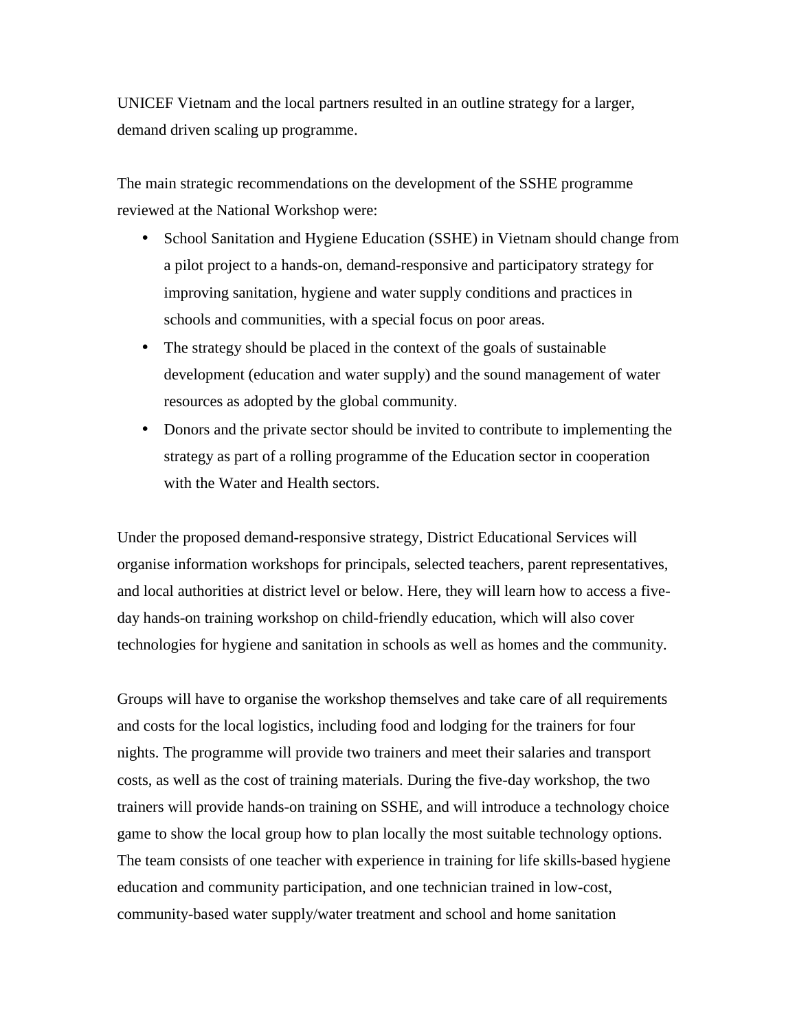UNICEF Vietnam and the local partners resulted in an outline strategy for a larger, demand driven scaling up programme.

The main strategic recommendations on the development of the SSHE programme reviewed at the National Workshop were:

- School Sanitation and Hygiene Education (SSHE) in Vietnam should change from a pilot project to a hands-on, demand-responsive and participatory strategy for improving sanitation, hygiene and water supply conditions and practices in schools and communities, with a special focus on poor areas.
- The strategy should be placed in the context of the goals of sustainable development (education and water supply) and the sound management of water resources as adopted by the global community.
- Donors and the private sector should be invited to contribute to implementing the strategy as part of a rolling programme of the Education sector in cooperation with the Water and Health sectors.

Under the proposed demand-responsive strategy, District Educational Services will organise information workshops for principals, selected teachers, parent representatives, and local authorities at district level or below. Here, they will learn how to access a five-day hands-on training workshop on child-friendly education, which will also cover technologies for hygiene and sanitation in schools as well as homes and the community.

Groups will have to organise the workshop themselves and take care of all requirements and costs for the local logistics, including food and lodging for the trainers for four nights. The programme will provide two trainers and meet their salaries and transport costs, as well as the cost of training materials. During the five-day workshop, the two trainers will provide hands-on training on SSHE, and will introduce a technology choice game to show the local group how to plan locally the most suitable technology options. The team consists of one teacher with experience in training for life skills-based hygiene education and community participation, and one technician trained in low-cost, community-based water supply/water treatment and school and home sanitation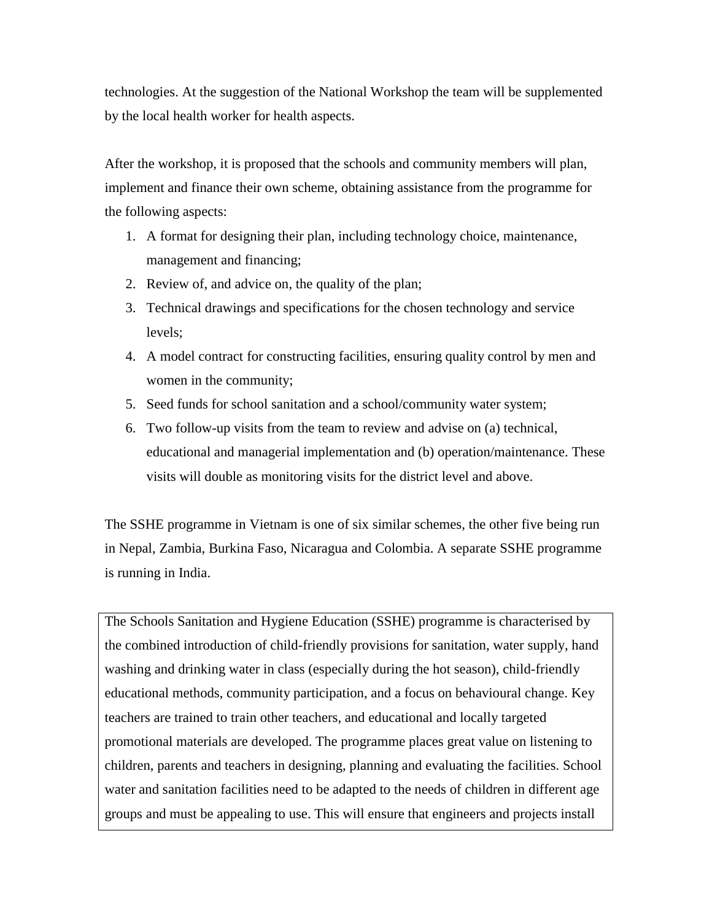technologies. At the suggestion of the National Workshop the team will be supplemented by the local health worker for health aspects.

After the workshop, it is proposed that the schools and community members will plan, implement and finance their own scheme, obtaining assistance from the programme for the following aspects:

1. A format for designing their plan, including technology choice, maintenance, management and financing;
2. Review of, and advice on, the quality of the plan;
3. Technical drawings and specifications for the chosen technology and service levels;
4. A model contract for constructing facilities, ensuring quality control by men and women in the community;
5. Seed funds for school sanitation and a school/community water system;
6. Two follow-up visits from the team to review and advise on (a) technical, educational and managerial implementation and (b) operation/maintenance. These visits will double as monitoring visits for the district level and above.

The SSHE programme in Vietnam is one of six similar schemes, the other five being run in Nepal, Zambia, Burkina Faso, Nicaragua and Colombia. A separate SSHE programme is running in India.

> The Schools Sanitation and Hygiene Education (SSHE) programme is characterised by the combined introduction of child-friendly provisions for sanitation, water supply, hand washing and drinking water in class (especially during the hot season), child-friendly educational methods, community participation, and a focus on behavioural change. Key teachers are trained to train other teachers, and educational and locally targeted promotional materials are developed. The programme places great value on listening to children, parents and teachers in designing, planning and evaluating the facilities. School water and sanitation facilities need to be adapted to the needs of children in different age groups and must be appealing to use. This will ensure that engineers and projects install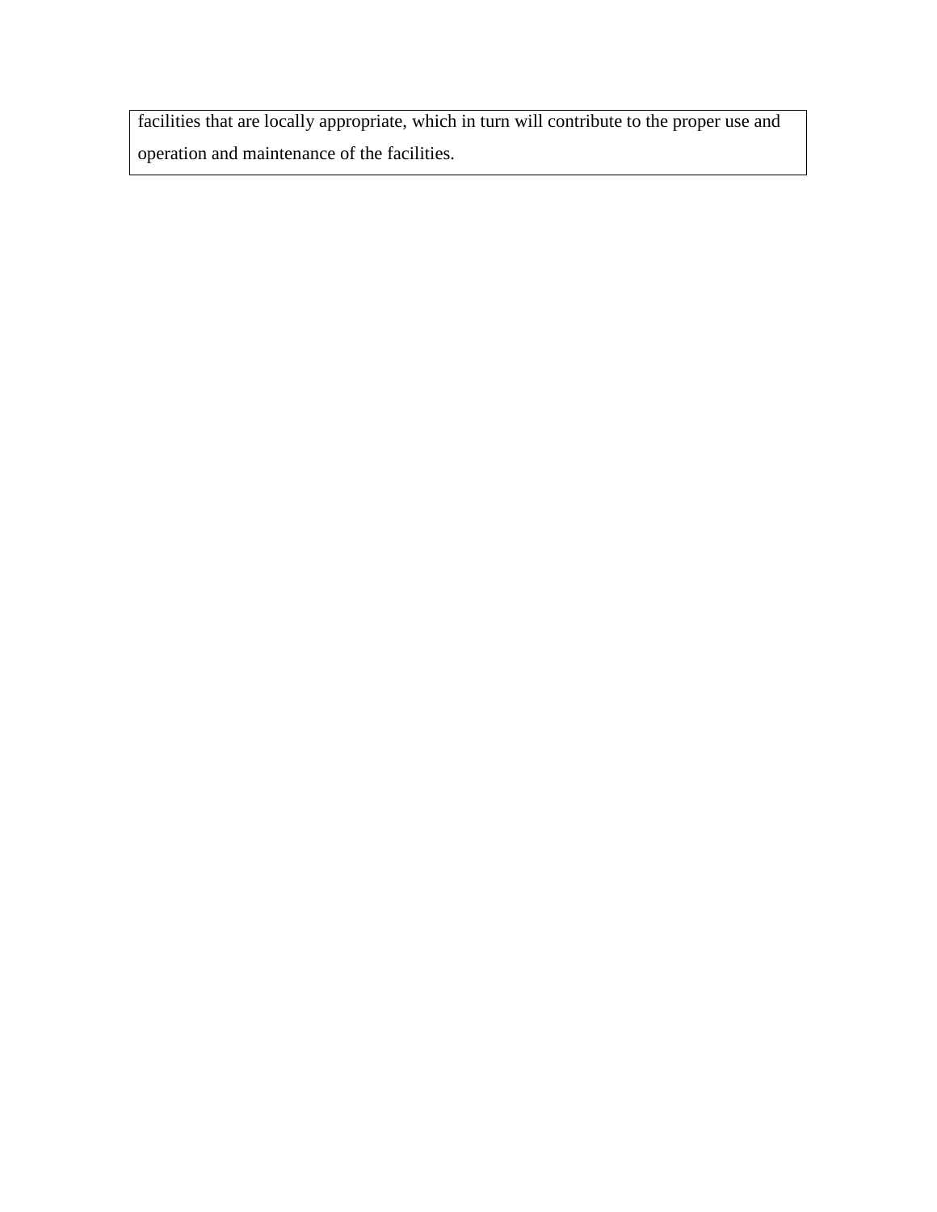| |
|---|
| facilities that are locally appropriate, which in turn will contribute to the proper use and operation and maintenance of the facilities. |